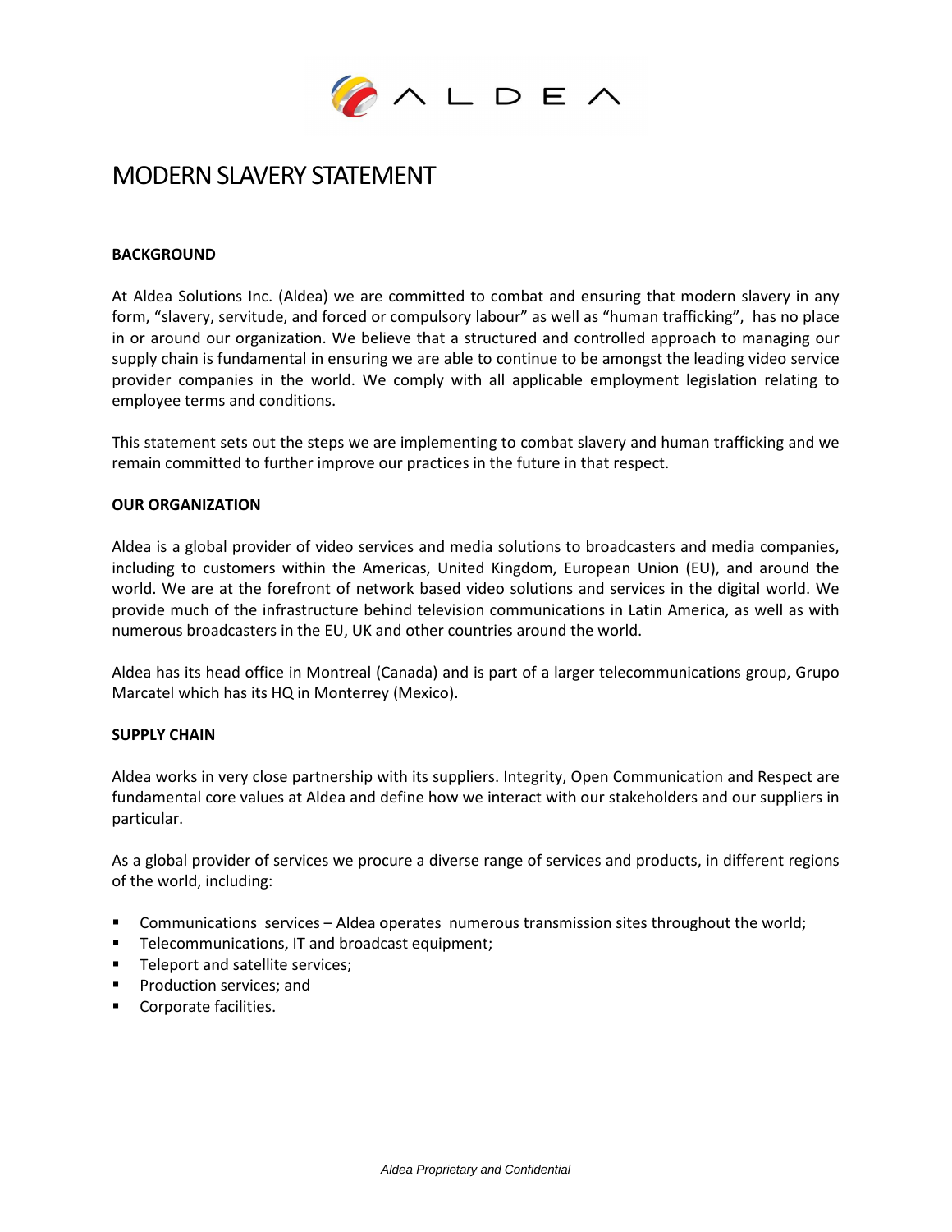# MODERN SLAVERY STATEMENT

**BACKGROUND**

At Aldea Solutions Inc. (Aldea) we are committed to combat and ensuring that modern slavery in any form, "slavery, servitude, and forced or compulsory labour" as well as "human trafficking", has no place in or around our organization. We believe that a structured and controlled approach to managing our supply chain is fundamental in ensuring we are able to continue to be amongst the leading video service provider companies in the world. We comply with all applicable employment legislation relating to employee terms and conditions.

This statement sets out the steps we are implementing to combat slavery and human trafficking and we remain committed to further improve our practices in the future in that respect.

**OUR ORGANIZATION**

Aldea is a global provider of video services and media solutions to broadcasters and media companies, including to customers within the Americas, United Kingdom, European Union (EU), and around the world. We are at the forefront of network based video solutions and services in the digital world. We provide much of the infrastructure behind television communications in Latin America, as well as with numerous broadcasters in the EU, UK and other countries around the world.

Aldea has its head office in Montreal (Canada) and is part of a larger telecommunications group, Grupo Marcatel which has its HQ in Monterrey (Mexico).

**SUPPLY CHAIN**

Aldea works in very close partnership with its suppliers. Integrity, Open Communication and Respect are fundamental core values at Aldea and define how we interact with our stakeholders and our suppliers in particular.

As a global provider of services we procure a diverse range of services and products, in different regions of the world, including:

- Communications services – Aldea operates numerous transmission sites throughout the world;
- Telecommunications, IT and broadcast equipment;
- Teleport and satellite services;
- Production services; and
- Corporate facilities.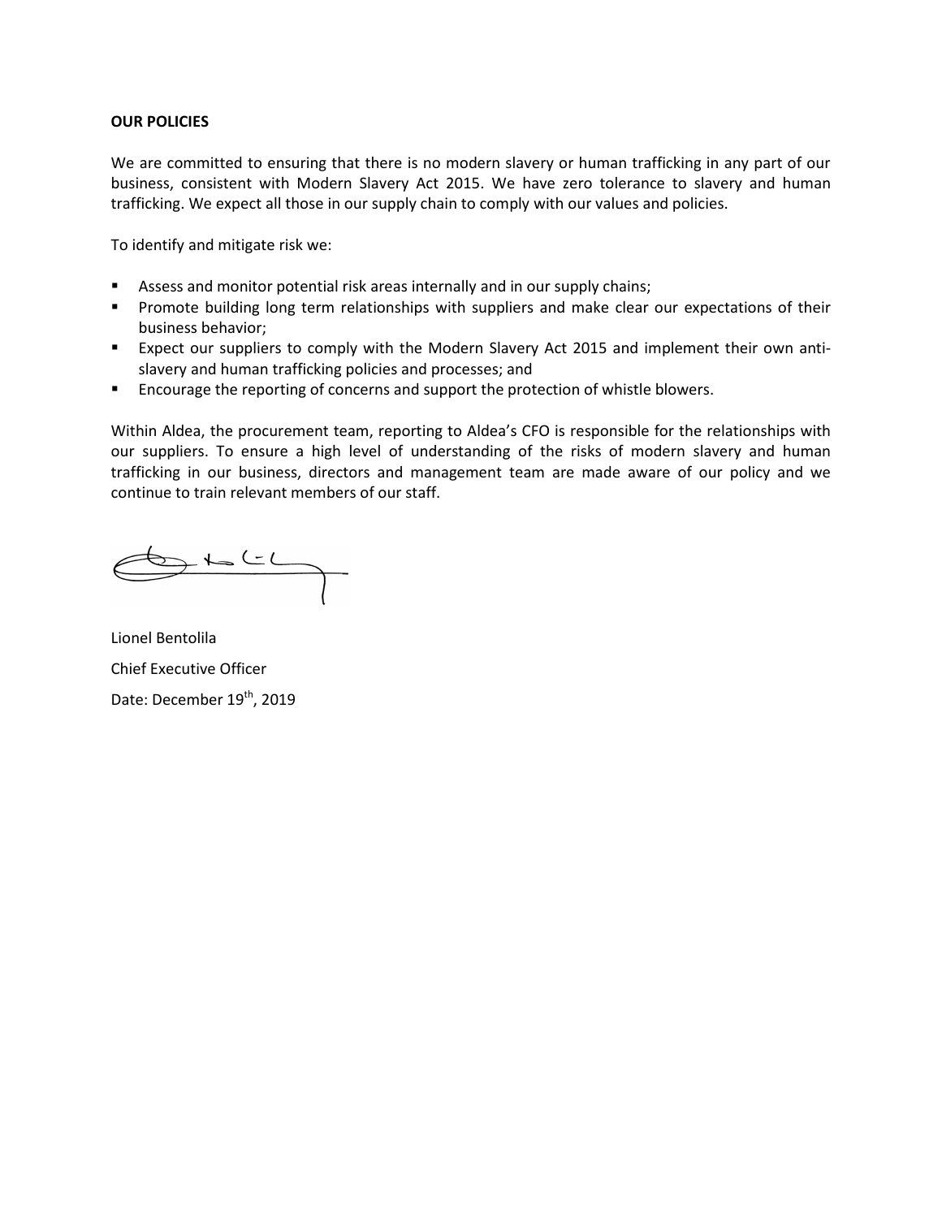**OUR POLICIES**

We are committed to ensuring that there is no modern slavery or human trafficking in any part of our business, consistent with Modern Slavery Act 2015. We have zero tolerance to slavery and human trafficking. We expect all those in our supply chain to comply with our values and policies.

To identify and mitigate risk we:

- Assess and monitor potential risk areas internally and in our supply chains;
- Promote building long term relationships with suppliers and make clear our expectations of their business behavior;
- Expect our suppliers to comply with the Modern Slavery Act 2015 and implement their own anti-slavery and human trafficking policies and processes; and
- Encourage the reporting of concerns and support the protection of whistle blowers.

Within Aldea, the procurement team, reporting to Aldea's CFO is responsible for the relationships with our suppliers. To ensure a high level of understanding of the risks of modern slavery and human trafficking in our business, directors and management team are made aware of our policy and we continue to train relevant members of our staff.

Lionel Bentolila

Chief Executive Officer

Date: December 19th, 2019